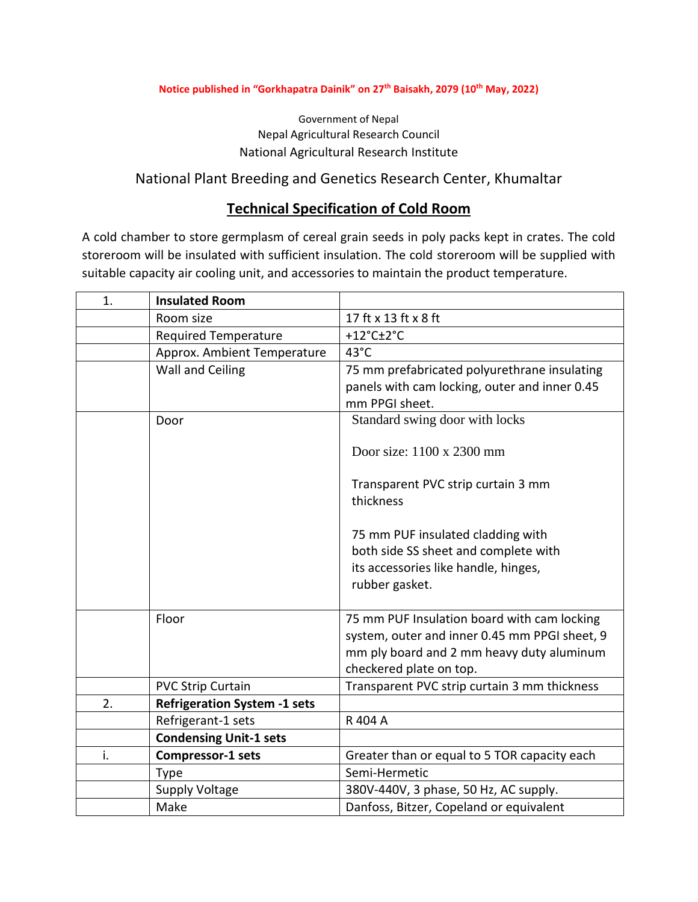**Notice published in "Gorkhapatra Dainik" on 27th Baisakh, 2079 (10th May, 2022)**

Government of Nepal
Nepal Agricultural Research Council
National Agricultural Research Institute

## National Plant Breeding and Genetics Research Center, Khumaltar

## Technical Specification of Cold Room

A cold chamber to store germplasm of cereal grain seeds in poly packs kept in crates. The cold storeroom will be insulated with sufficient insulation. The cold storeroom will be supplied with suitable capacity air cooling unit, and accessories to maintain the product temperature.

| 1. | **Insulated Room** | |
|---|---|---|
| | Room size | 17 ft x 13 ft x 8 ft |
| | Required Temperature | +12°C±2°C |
| | Approx. Ambient Temperature | 43°C |
| | Wall and Ceiling | 75 mm prefabricated polyurethrane insulating panels with cam locking, outer and inner 0.45 mm PPGI sheet. |
| | Door | Standard swing door with locks<br><br>Door size: 1100 x 2300 mm<br><br>Transparent PVC strip curtain 3 mm thickness<br><br>75 mm PUF insulated cladding with both side SS sheet and complete with its accessories like handle, hinges, rubber gasket. |
| | Floor | 75 mm PUF Insulation board with cam locking system, outer and inner 0.45 mm PPGI sheet, 9 mm ply board and 2 mm heavy duty aluminum checkered plate on top. |
| | PVC Strip Curtain | Transparent PVC strip curtain 3 mm thickness |
| 2. | **Refrigeration System -1 sets** | |
| | Refrigerant-1 sets | R 404 A |
| | **Condensing Unit-1 sets** | |
| i. | **Compressor-1 sets** | Greater than or equal to 5 TOR capacity each |
| | Type | Semi-Hermetic |
| | Supply Voltage | 380V-440V, 3 phase, 50 Hz, AC supply. |
| | Make | Danfoss, Bitzer, Copeland or equivalent |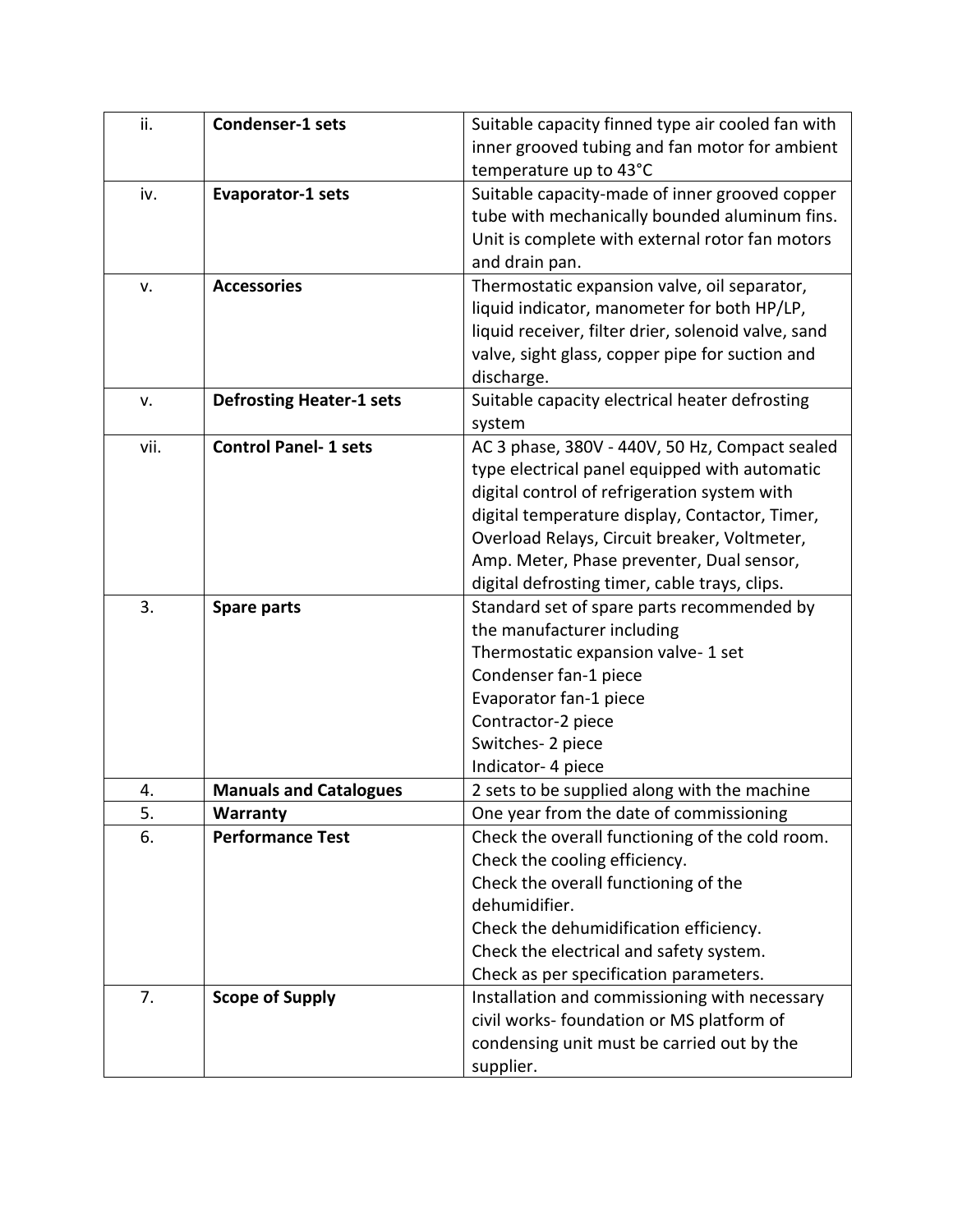| ii. | **Condenser-1 sets** | Suitable capacity finned type air cooled fan with inner grooved tubing and fan motor for ambient temperature up to 43°C |
|---|---|---|
| iv. | **Evaporator-1 sets** | Suitable capacity-made of inner grooved copper tube with mechanically bounded aluminum fins. Unit is complete with external rotor fan motors and drain pan. |
| v. | **Accessories** | Thermostatic expansion valve, oil separator, liquid indicator, manometer for both HP/LP, liquid receiver, filter drier, solenoid valve, sand valve, sight glass, copper pipe for suction and discharge. |
| v. | **Defrosting Heater-1 sets** | Suitable capacity electrical heater defrosting system |
| vii. | **Control Panel- 1 sets** | AC 3 phase, 380V - 440V, 50 Hz, Compact sealed type electrical panel equipped with automatic digital control of refrigeration system with digital temperature display, Contactor, Timer, Overload Relays, Circuit breaker, Voltmeter, Amp. Meter, Phase preventer, Dual sensor, digital defrosting timer, cable trays, clips. |
| 3. | **Spare parts** | Standard set of spare parts recommended by the manufacturer including<br>Thermostatic expansion valve- 1 set<br>Condenser fan-1 piece<br>Evaporator fan-1 piece<br>Contractor-2 piece<br>Switches- 2 piece<br>Indicator- 4 piece |
| 4. | **Manuals and Catalogues** | 2 sets to be supplied along with the machine |
| 5. | **Warranty** | One year from the date of commissioning |
| 6. | **Performance Test** | Check the overall functioning of the cold room.<br>Check the cooling efficiency.<br>Check the overall functioning of the dehumidifier.<br>Check the dehumidification efficiency.<br>Check the electrical and safety system.<br>Check as per specification parameters. |
| 7. | **Scope of Supply** | Installation and commissioning with necessary civil works- foundation or MS platform of condensing unit must be carried out by the supplier. |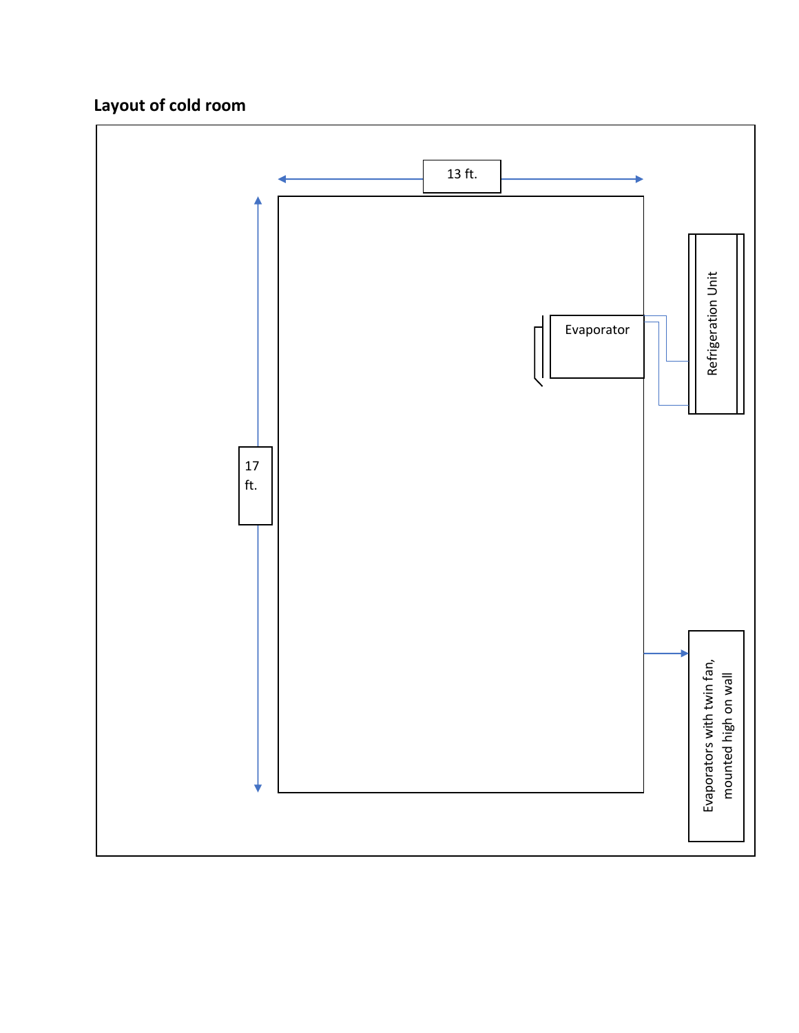## Layout of cold room

13 ft.

17 ft.

Evaporator

Refrigeration Unit

Evaporators with twin fan, mounted high on wall